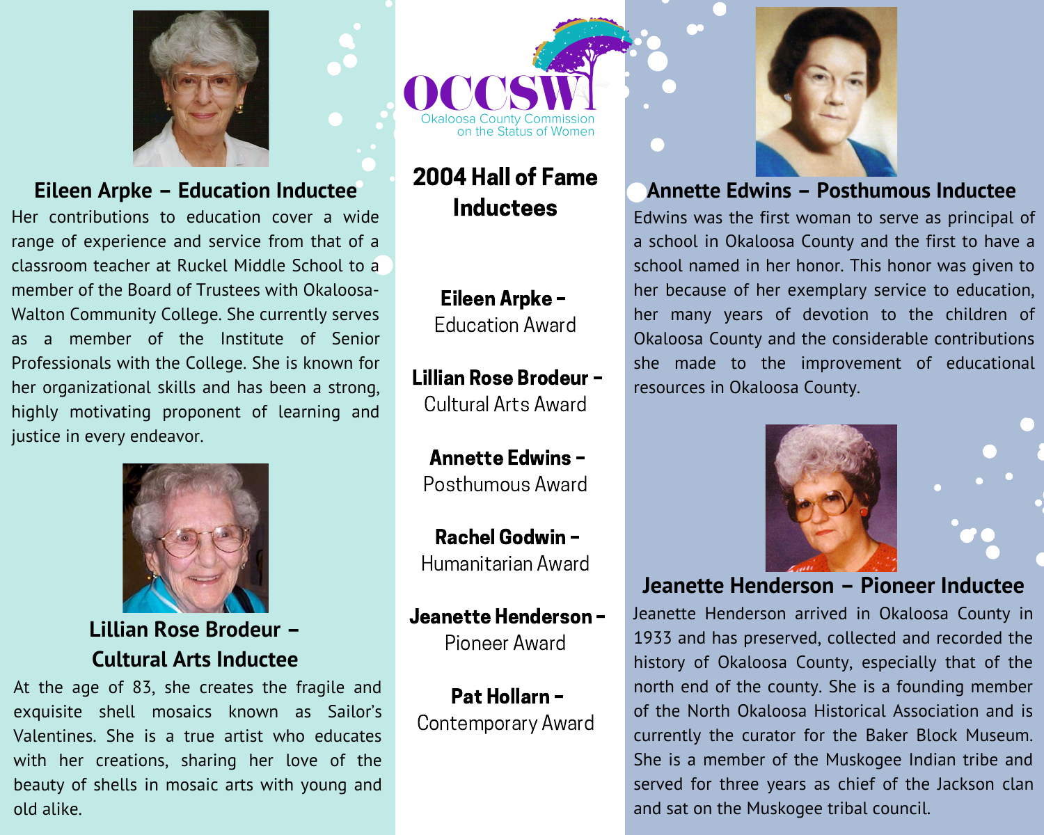OCCSW
Okaloosa County Commission on the Status of Women

# 2004 Hall of Fame Inductees

**Eileen Arpke –** Education Award

**Lillian Rose Brodeur –** Cultural Arts Award

**Annette Edwins –** Posthumous Award

**Rachel Godwin –** Humanitarian Award

**Jeanette Henderson –** Pioneer Award

**Pat Hollarn –** Contemporary Award

## Eileen Arpke – Education Inductee

Her contributions to education cover a wide range of experience and service from that of a classroom teacher at Ruckel Middle School to a member of the Board of Trustees with Okaloosa-Walton Community College. She currently serves as a member of the Institute of Senior Professionals with the College. She is known for her organizational skills and has been a strong, highly motivating proponent of learning and justice in every endeavor.

## Lillian Rose Brodeur – Cultural Arts Inductee

At the age of 83, she creates the fragile and exquisite shell mosaics known as Sailor's Valentines. She is a true artist who educates with her creations, sharing her love of the beauty of shells in mosaic arts with young and old alike.

## Annette Edwins – Posthumous Inductee

Edwins was the first woman to serve as principal of a school in Okaloosa County and the first to have a school named in her honor. This honor was given to her because of her exemplary service to education, her many years of devotion to the children of Okaloosa County and the considerable contributions she made to the improvement of educational resources in Okaloosa County.

## Jeanette Henderson – Pioneer Inductee

Jeanette Henderson arrived in Okaloosa County in 1933 and has preserved, collected and recorded the history of Okaloosa County, especially that of the north end of the county. She is a founding member of the North Okaloosa Historical Association and is currently the curator for the Baker Block Museum. She is a member of the Muskogee Indian tribe and served for three years as chief of the Jackson clan and sat on the Muskogee tribal council.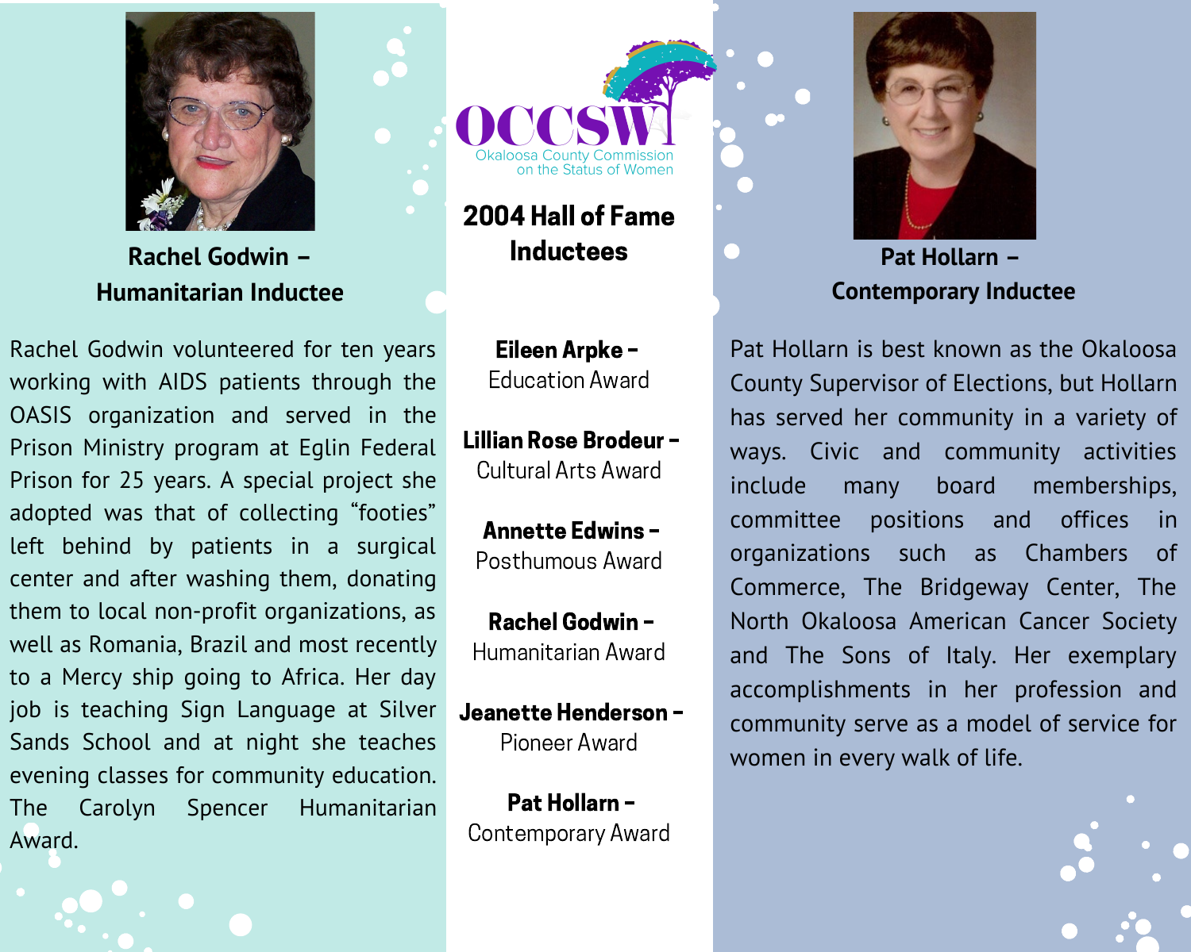# OCCSW

Okaloosa County Commission on the Status of Women

## 2004 Hall of Fame Inductees

**Eileen Arpke –**
Education Award

**Lillian Rose Brodeur –**
Cultural Arts Award

**Annette Edwins –**
Posthumous Award

**Rachel Godwin –**
Humanitarian Award

**Jeanette Henderson –**
Pioneer Award

**Pat Hollarn –**
Contemporary Award

### Rachel Godwin – Humanitarian Inductee

Rachel Godwin volunteered for ten years working with AIDS patients through the OASIS organization and served in the Prison Ministry program at Eglin Federal Prison for 25 years. A special project she adopted was that of collecting "footies" left behind by patients in a surgical center and after washing them, donating them to local non-profit organizations, as well as Romania, Brazil and most recently to a Mercy ship going to Africa. Her day job is teaching Sign Language at Silver Sands School and at night she teaches evening classes for community education. The Carolyn Spencer Humanitarian Award.

### Pat Hollarn – Contemporary Inductee

Pat Hollarn is best known as the Okaloosa County Supervisor of Elections, but Hollarn has served her community in a variety of ways. Civic and community activities include many board memberships, committee positions and offices in organizations such as Chambers of Commerce, The Bridgeway Center, The North Okaloosa American Cancer Society and The Sons of Italy. Her exemplary accomplishments in her profession and community serve as a model of service for women in every walk of life.